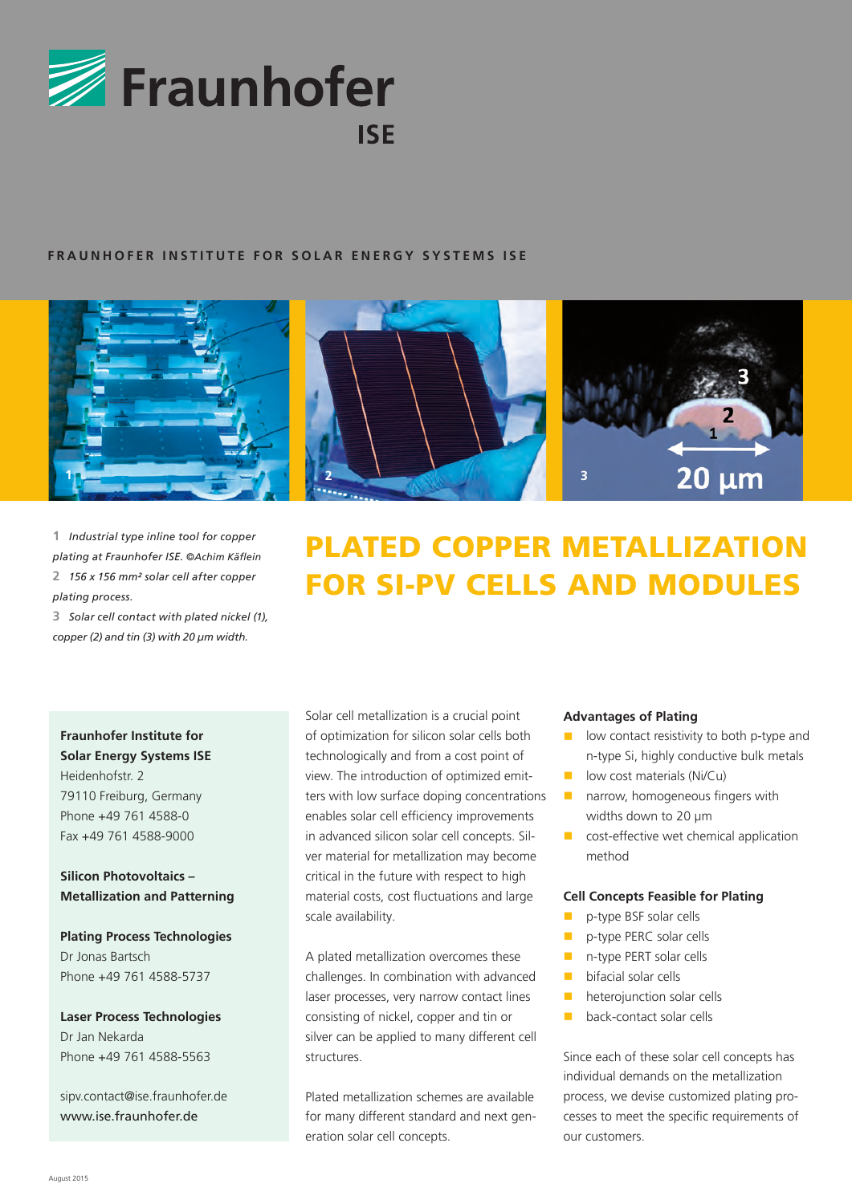# Fraunhofer ISE

FRAUNHOFER INSTITUTE FOR SOLAR ENERGY SYSTEMS ISE

1 *Industrial type inline tool for copper plating at Fraunhofer ISE. ©Achim Käflein*
2 *156 x 156 mm² solar cell after copper plating process.*
3 *Solar cell contact with plated nickel (1), copper (2) and tin (3) with 20 µm width.*

# PLATED COPPER METALLIZATION FOR SI-PV CELLS AND MODULES

**Fraunhofer Institute for Solar Energy Systems ISE**
Heidenhofstr. 2
79110 Freiburg, Germany
Phone +49 761 4588-0
Fax +49 761 4588-9000

**Silicon Photovoltaics – Metallization and Patterning**

**Plating Process Technologies**
Dr Jonas Bartsch
Phone +49 761 4588-5737

**Laser Process Technologies**
Dr Jan Nekarda
Phone +49 761 4588-5563

sipv.contact@ise.fraunhofer.de
www.ise.fraunhofer.de

Solar cell metallization is a crucial point of optimization for silicon solar cells both technologically and from a cost point of view. The introduction of optimized emitters with low surface doping concentrations enables solar cell efficiency improvements in advanced silicon solar cell concepts. Silver material for metallization may become critical in the future with respect to high material costs, cost fluctuations and large scale availability.

A plated metallization overcomes these challenges. In combination with advanced laser processes, very narrow contact lines consisting of nickel, copper and tin or silver can be applied to many different cell structures.

Plated metallization schemes are available for many different standard and next generation solar cell concepts.

### Advantages of Plating

- low contact resistivity to both p-type and n-type Si, highly conductive bulk metals
- low cost materials (Ni/Cu)
- narrow, homogeneous fingers with widths down to 20 µm
- cost-effective wet chemical application method

### Cell Concepts Feasible for Plating

- p-type BSF solar cells
- p-type PERC solar cells
- n-type PERT solar cells
- bifacial solar cells
- heterojunction solar cells
- back-contact solar cells

Since each of these solar cell concepts has individual demands on the metallization process, we devise customized plating processes to meet the specific requirements of our customers.

August 2015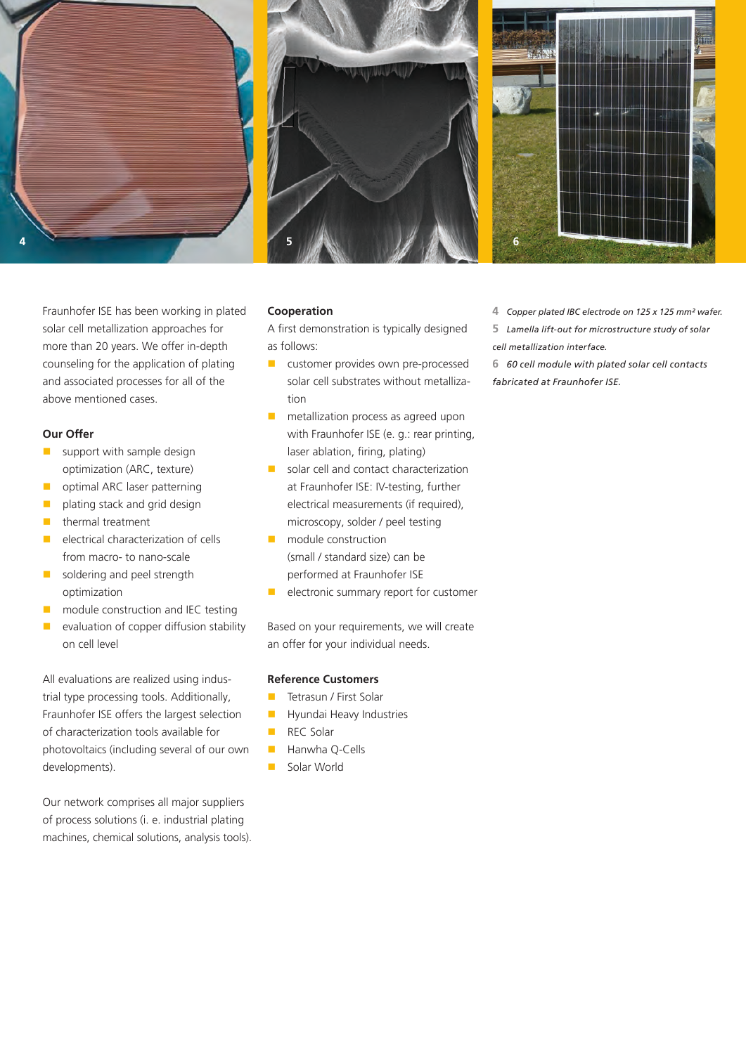Fraunhofer ISE has been working in plated solar cell metallization approaches for more than 20 years. We offer in-depth counseling for the application of plating and associated processes for all of the above mentioned cases.

### Our Offer

- support with sample design optimization (ARC, texture)
- optimal ARC laser patterning
- plating stack and grid design
- thermal treatment
- electrical characterization of cells from macro- to nano-scale
- soldering and peel strength optimization
- module construction and IEC testing
- evaluation of copper diffusion stability on cell level

All evaluations are realized using industrial type processing tools. Additionally, Fraunhofer ISE offers the largest selection of characterization tools available for photovoltaics (including several of our own developments).

Our network comprises all major suppliers of process solutions (i. e. industrial plating machines, chemical solutions, analysis tools).

### Cooperation

A first demonstration is typically designed as follows:

- customer provides own pre-processed solar cell substrates without metallization
- metallization process as agreed upon with Fraunhofer ISE (e. g.: rear printing, laser ablation, firing, plating)
- solar cell and contact characterization at Fraunhofer ISE: IV-testing, further electrical measurements (if required), microscopy, solder / peel testing
- module construction (small / standard size) can be performed at Fraunhofer ISE
- electronic summary report for customer

Based on your requirements, we will create an offer for your individual needs.

### Reference Customers

- Tetrasun / First Solar
- Hyundai Heavy Industries
- REC Solar
- Hanwha Q-Cells
- Solar World

4 *Copper plated IBC electrode on 125 x 125 mm² wafer.*

5 *Lamella lift-out for microstructure study of solar cell metallization interface.*

6 *60 cell module with plated solar cell contacts fabricated at Fraunhofer ISE.*